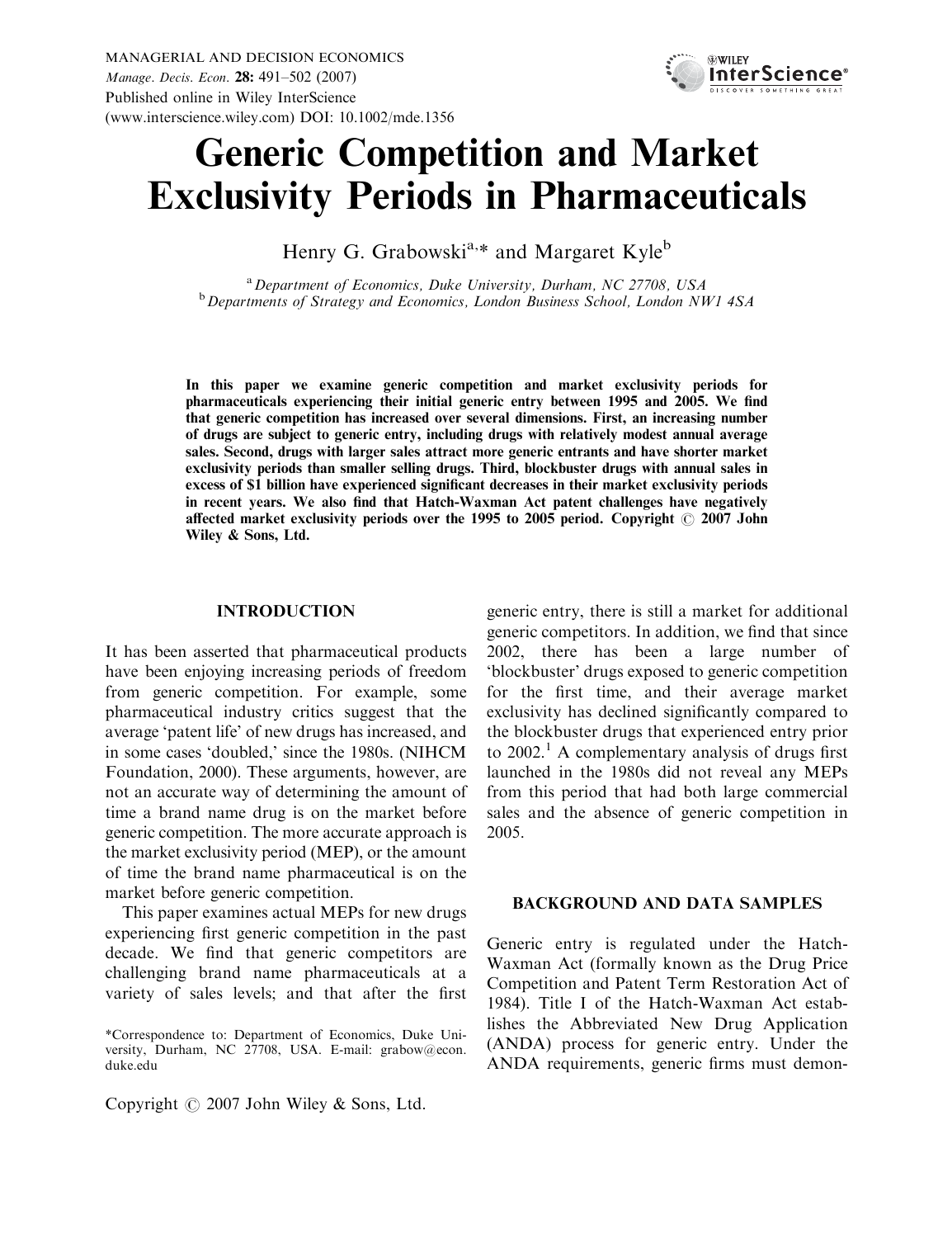# Generic Competition and Market Exclusivity Periods in Pharmaceuticals

Henry G. Grabowski[a,*] and Margaret Kyle[b]

[a] *Department of Economics, Duke University, Durham, NC 27708, USA*
[b] *Departments of Strategy and Economics, London Business School, London NW1 4SA*

**In this paper we examine generic competition and market exclusivity periods for pharmaceuticals experiencing their initial generic entry between 1995 and 2005. We find that generic competition has increased over several dimensions. First, an increasing number of drugs are subject to generic entry, including drugs with relatively modest annual average sales. Second, drugs with larger sales attract more generic entrants and have shorter market exclusivity periods than smaller selling drugs. Third, blockbuster drugs with annual sales in excess of $1 billion have experienced significant decreases in their market exclusivity periods in recent years. We also find that Hatch-Waxman Act patent challenges have negatively affected market exclusivity periods over the 1995 to 2005 period. Copyright © 2007 John Wiley & Sons, Ltd.**

## INTRODUCTION

It has been asserted that pharmaceutical products have been enjoying increasing periods of freedom from generic competition. For example, some pharmaceutical industry critics suggest that the average 'patent life' of new drugs has increased, and in some cases 'doubled,' since the 1980s. (NIHCM Foundation, 2000). These arguments, however, are not an accurate way of determining the amount of time a brand name drug is on the market before generic competition. The more accurate approach is the market exclusivity period (MEP), or the amount of time the brand name pharmaceutical is on the market before generic competition.

This paper examines actual MEPs for new drugs experiencing first generic competition in the past decade. We find that generic competitors are challenging brand name pharmaceuticals at a variety of sales levels; and that after the first generic entry, there is still a market for additional generic competitors. In addition, we find that since 2002, there has been a large number of 'blockbuster' drugs exposed to generic competition for the first time, and their average market exclusivity has declined significantly compared to the blockbuster drugs that experienced entry prior to 2002.[1] A complementary analysis of drugs first launched in the 1980s did not reveal any MEPs from this period that had both large commercial sales and the absence of generic competition in 2005.

## BACKGROUND AND DATA SAMPLES

Generic entry is regulated under the Hatch-Waxman Act (formally known as the Drug Price Competition and Patent Term Restoration Act of 1984). Title I of the Hatch-Waxman Act establishes the Abbreviated New Drug Application (ANDA) process for generic entry. Under the ANDA requirements, generic firms must demon-

\*Correspondence to: Department of Economics, Duke University, Durham, NC 27708, USA. E-mail: grabow@econ.duke.edu

Copyright © 2007 John Wiley & Sons, Ltd.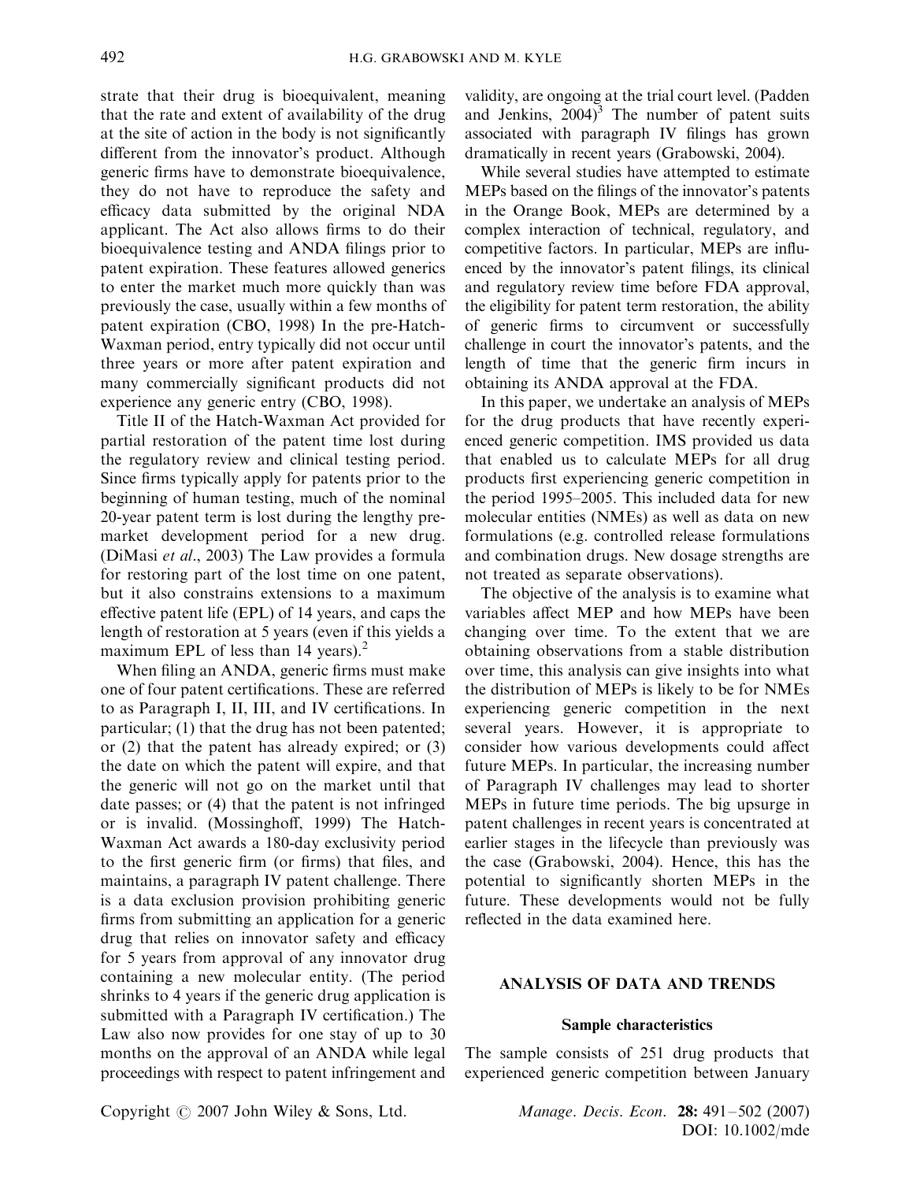strate that their drug is bioequivalent, meaning that the rate and extent of availability of the drug at the site of action in the body is not significantly different from the innovator's product. Although generic firms have to demonstrate bioequivalence, they do not have to reproduce the safety and efficacy data submitted by the original NDA applicant. The Act also allows firms to do their bioequivalence testing and ANDA filings prior to patent expiration. These features allowed generics to enter the market much more quickly than was previously the case, usually within a few months of patent expiration (CBO, 1998) In the pre-Hatch-Waxman period, entry typically did not occur until three years or more after patent expiration and many commercially significant products did not experience any generic entry (CBO, 1998).

Title II of the Hatch-Waxman Act provided for partial restoration of the patent time lost during the regulatory review and clinical testing period. Since firms typically apply for patents prior to the beginning of human testing, much of the nominal 20-year patent term is lost during the lengthy pre-market development period for a new drug. (DiMasi *et al*., 2003) The Law provides a formula for restoring part of the lost time on one patent, but it also constrains extensions to a maximum effective patent life (EPL) of 14 years, and caps the length of restoration at 5 years (even if this yields a maximum EPL of less than 14 years).[2]

When filing an ANDA, generic firms must make one of four patent certifications. These are referred to as Paragraph I, II, III, and IV certifications. In particular; (1) that the drug has not been patented; or (2) that the patent has already expired; or (3) the date on which the patent will expire, and that the generic will not go on the market until that date passes; or (4) that the patent is not infringed or is invalid. (Mossinghoff, 1999) The Hatch-Waxman Act awards a 180-day exclusivity period to the first generic firm (or firms) that files, and maintains, a paragraph IV patent challenge. There is a data exclusion provision prohibiting generic firms from submitting an application for a generic drug that relies on innovator safety and efficacy for 5 years from approval of any innovator drug containing a new molecular entity. (The period shrinks to 4 years if the generic drug application is submitted with a Paragraph IV certification.) The Law also now provides for one stay of up to 30 months on the approval of an ANDA while legal proceedings with respect to patent infringement and validity, are ongoing at the trial court level. (Padden and Jenkins, 2004)[3] The number of patent suits associated with paragraph IV filings has grown dramatically in recent years (Grabowski, 2004).

While several studies have attempted to estimate MEPs based on the filings of the innovator's patents in the Orange Book, MEPs are determined by a complex interaction of technical, regulatory, and competitive factors. In particular, MEPs are influenced by the innovator's patent filings, its clinical and regulatory review time before FDA approval, the eligibility for patent term restoration, the ability of generic firms to circumvent or successfully challenge in court the innovator's patents, and the length of time that the generic firm incurs in obtaining its ANDA approval at the FDA.

In this paper, we undertake an analysis of MEPs for the drug products that have recently experienced generic competition. IMS provided us data that enabled us to calculate MEPs for all drug products first experiencing generic competition in the period 1995–2005. This included data for new molecular entities (NMEs) as well as data on new formulations (e.g. controlled release formulations and combination drugs. New dosage strengths are not treated as separate observations).

The objective of the analysis is to examine what variables affect MEP and how MEPs have been changing over time. To the extent that we are obtaining observations from a stable distribution over time, this analysis can give insights into what the distribution of MEPs is likely to be for NMEs experiencing generic competition in the next several years. However, it is appropriate to consider how various developments could affect future MEPs. In particular, the increasing number of Paragraph IV challenges may lead to shorter MEPs in future time periods. The big upsurge in patent challenges in recent years is concentrated at earlier stages in the lifecycle than previously was the case (Grabowski, 2004). Hence, this has the potential to significantly shorten MEPs in the future. These developments would not be fully reflected in the data examined here.

## ANALYSIS OF DATA AND TRENDS

### Sample characteristics

The sample consists of 251 drug products that experienced generic competition between January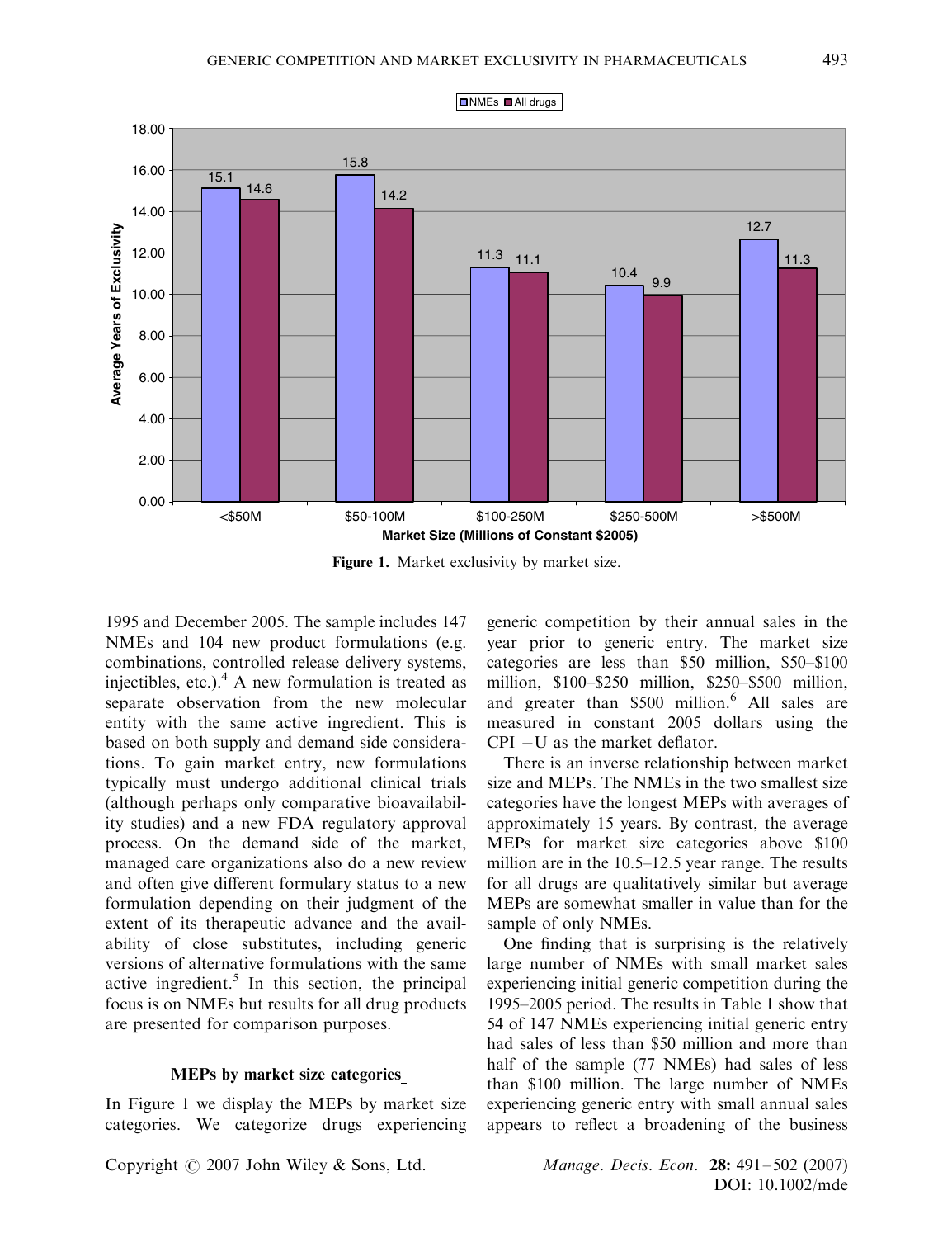Figure 1. Market exclusivity by market size.

1995 and December 2005. The sample includes 147 NMEs and 104 new product formulations (e.g. combinations, controlled release delivery systems, injectibles, etc.).[4] A new formulation is treated as separate observation from the new molecular entity with the same active ingredient. This is based on both supply and demand side considerations. To gain market entry, new formulations typically must undergo additional clinical trials (although perhaps only comparative bioavailability studies) and a new FDA regulatory approval process. On the demand side of the market, managed care organizations also do a new review and often give different formulary status to a new formulation depending on their judgment of the extent of its therapeutic advance and the availability of close substitutes, including generic versions of alternative formulations with the same active ingredient.[5] In this section, the principal focus is on NMEs but results for all drug products are presented for comparison purposes.

### MEPs by market size categories

In Figure 1 we display the MEPs by market size categories. We categorize drugs experiencing generic competition by their annual sales in the year prior to generic entry. The market size categories are less than \$50 million, \$50–\$100 million, \$100–\$250 million, \$250–\$500 million, and greater than \$500 million.[6] All sales are measured in constant 2005 dollars using the CPI −U as the market deflator.

There is an inverse relationship between market size and MEPs. The NMEs in the two smallest size categories have the longest MEPs with averages of approximately 15 years. By contrast, the average MEPs for market size categories above \$100 million are in the 10.5–12.5 year range. The results for all drugs are qualitatively similar but average MEPs are somewhat smaller in value than for the sample of only NMEs.

One finding that is surprising is the relatively large number of NMEs with small market sales experiencing initial generic competition during the 1995–2005 period. The results in Table 1 show that 54 of 147 NMEs experiencing initial generic entry had sales of less than \$50 million and more than half of the sample (77 NMEs) had sales of less than \$100 million. The large number of NMEs experiencing generic entry with small annual sales appears to reflect a broadening of the business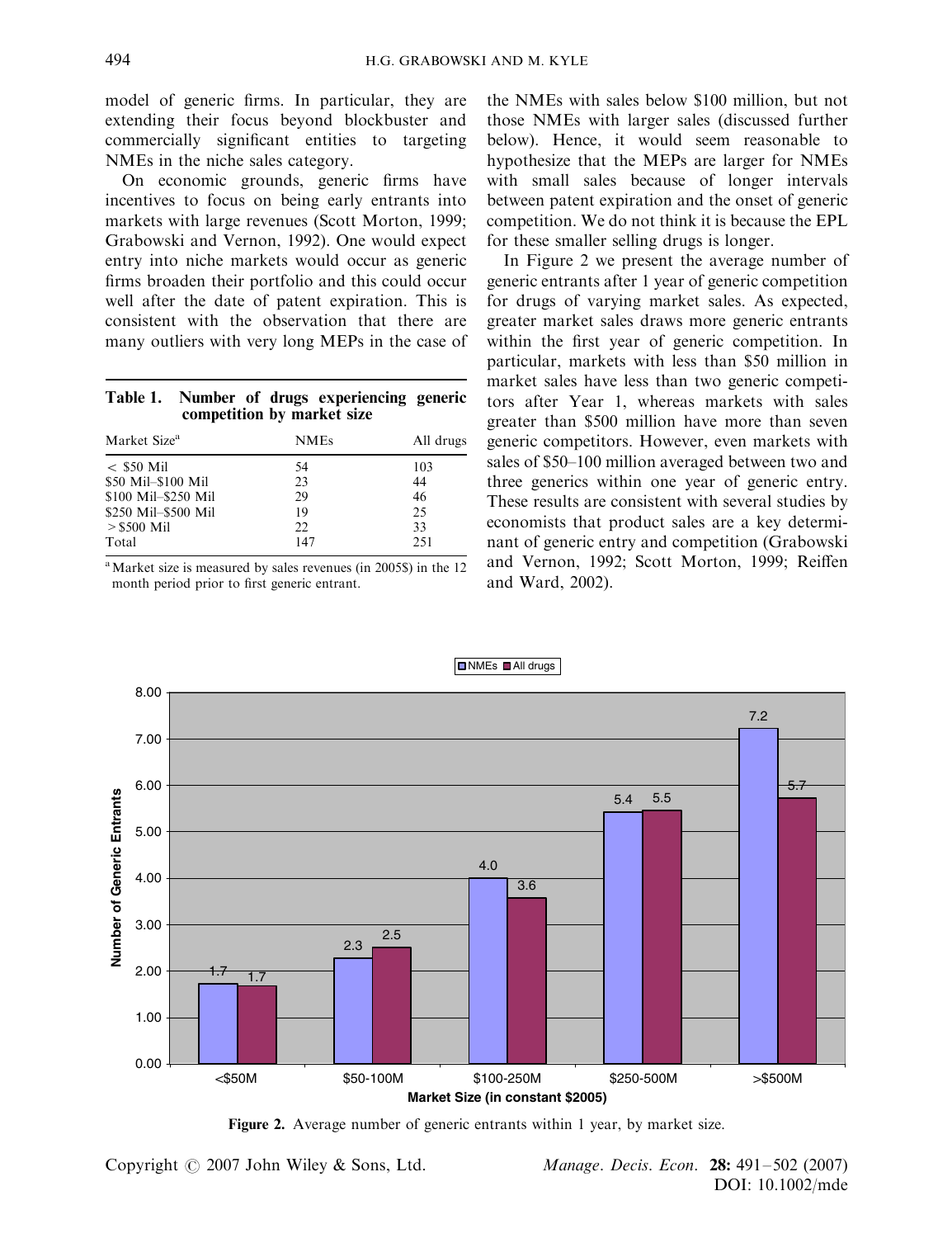model of generic firms. In particular, they are extending their focus beyond blockbuster and commercially significant entities to targeting NMEs in the niche sales category.

On economic grounds, generic firms have incentives to focus on being early entrants into markets with large revenues (Scott Morton, 1999; Grabowski and Vernon, 1992). One would expect entry into niche markets would occur as generic firms broaden their portfolio and this could occur well after the date of patent expiration. This is consistent with the observation that there are many outliers with very long MEPs in the case of the NMEs with sales below \$100 million, but not those NMEs with larger sales (discussed further below). Hence, it would seem reasonable to hypothesize that the MEPs are larger for NMEs with small sales because of longer intervals between patent expiration and the onset of generic competition. We do not think it is because the EPL for these smaller selling drugs is longer.

**Table 1. Number of drugs experiencing generic competition by market size**

| Market Size[a] | NMEs | All drugs |
|---|---|---|
| < \$50 Mil | 54 | 103 |
| \$50 Mil–\$100 Mil | 23 | 44 |
| \$100 Mil–\$250 Mil | 29 | 46 |
| \$250 Mil–\$500 Mil | 19 | 25 |
| > \$500 Mil | 22 | 33 |
| Total | 147 | 251 |

[a] Market size is measured by sales revenues (in 2005\$) in the 12 month period prior to first generic entrant.

In Figure 2 we present the average number of generic entrants after 1 year of generic competition for drugs of varying market sales. As expected, greater market sales draws more generic entrants within the first year of generic competition. In particular, markets with less than \$50 million in market sales have less than two generic competitors after Year 1, whereas markets with sales greater than \$500 million have more than seven generic competitors. However, even markets with sales of \$50–100 million averaged between two and three generics within one year of generic entry. These results are consistent with several studies by economists that product sales are a key determinant of generic entry and competition (Grabowski and Vernon, 1992; Scott Morton, 1999; Reiffen and Ward, 2002).

Figure 2. Average number of generic entrants within 1 year, by market size.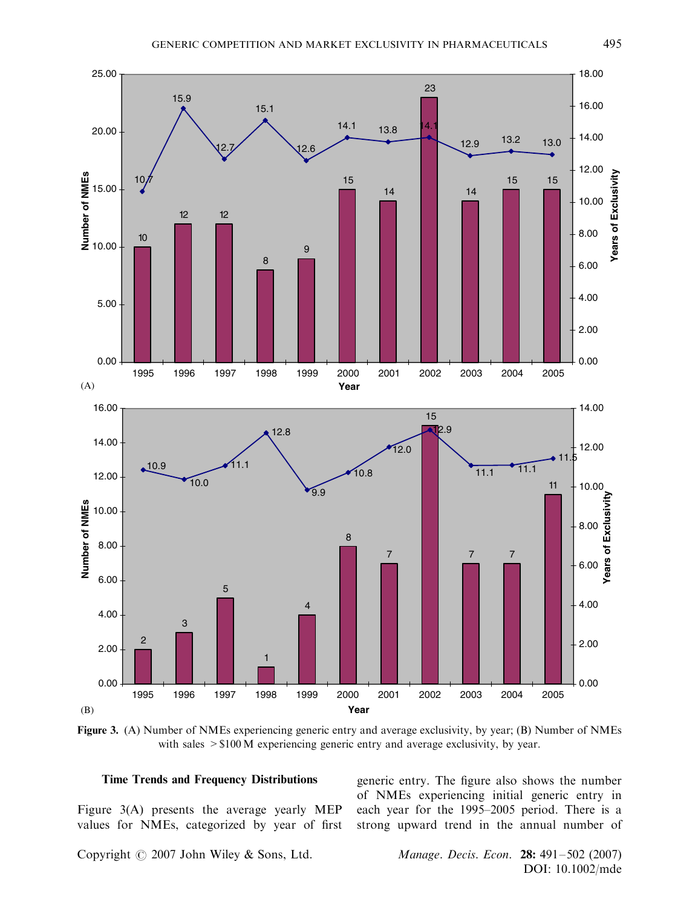**Figure 3.** (A) Number of NMEs experiencing generic entry and average exclusivity, by year; (B) Number of NMEs with sales $>\$100$ M experiencing generic entry and average exclusivity, by year.

### Time Trends and Frequency Distributions

Figure 3(A) presents the average yearly MEP values for NMEs, categorized by year of first generic entry. The figure also shows the number of NMEs experiencing initial generic entry in each year for the 1995–2005 period. There is a strong upward trend in the annual number of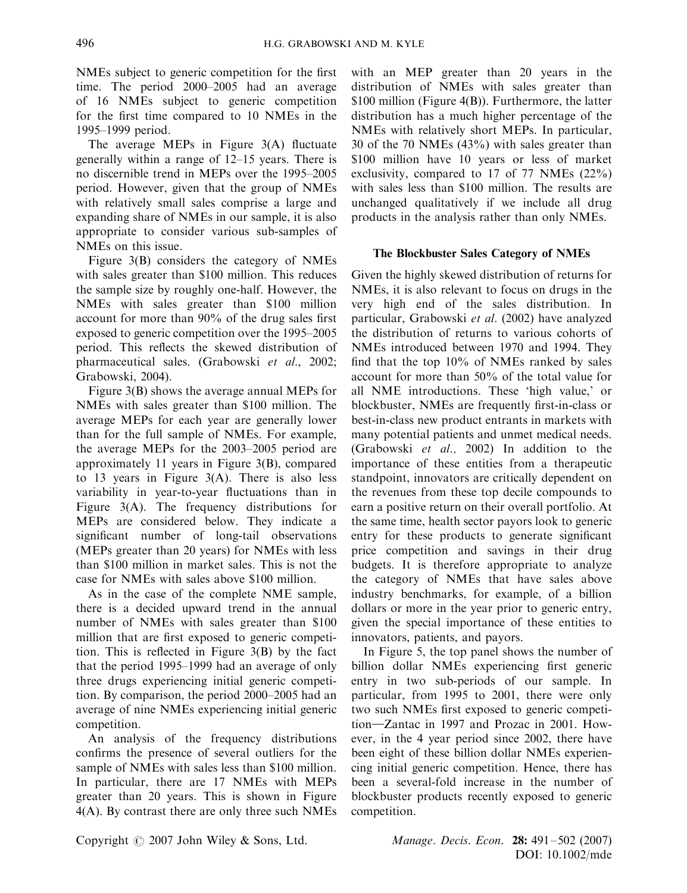NMEs subject to generic competition for the first time. The period 2000–2005 had an average of 16 NMEs subject to generic competition for the first time compared to 10 NMEs in the 1995–1999 period.

The average MEPs in Figure 3(A) fluctuate generally within a range of 12–15 years. There is no discernible trend in MEPs over the 1995–2005 period. However, given that the group of NMEs with relatively small sales comprise a large and expanding share of NMEs in our sample, it is also appropriate to consider various sub-samples of NMEs on this issue.

Figure 3(B) considers the category of NMEs with sales greater than $100 million. This reduces the sample size by roughly one-half. However, the NMEs with sales greater than $100 million account for more than 90% of the drug sales first exposed to generic competition over the 1995–2005 period. This reflects the skewed distribution of pharmaceutical sales. (Grabowski *et al.*, 2002; Grabowski, 2004).

Figure 3(B) shows the average annual MEPs for NMEs with sales greater than $100 million. The average MEPs for each year are generally lower than for the full sample of NMEs. For example, the average MEPs for the 2003–2005 period are approximately 11 years in Figure 3(B), compared to 13 years in Figure 3(A). There is also less variability in year-to-year fluctuations than in Figure 3(A). The frequency distributions for MEPs are considered below. They indicate a significant number of long-tail observations (MEPs greater than 20 years) for NMEs with less than $100 million in market sales. This is not the case for NMEs with sales above $100 million.

As in the case of the complete NME sample, there is a decided upward trend in the annual number of NMEs with sales greater than $100 million that are first exposed to generic competition. This is reflected in Figure 3(B) by the fact that the period 1995–1999 had an average of only three drugs experiencing initial generic competition. By comparison, the period 2000–2005 had an average of nine NMEs experiencing initial generic competition.

An analysis of the frequency distributions confirms the presence of several outliers for the sample of NMEs with sales less than $100 million. In particular, there are 17 NMEs with MEPs greater than 20 years. This is shown in Figure 4(A). By contrast there are only three such NMEs with an MEP greater than 20 years in the distribution of NMEs with sales greater than $100 million (Figure 4(B)). Furthermore, the latter distribution has a much higher percentage of the NMEs with relatively short MEPs. In particular, 30 of the 70 NMEs (43%) with sales greater than $100 million have 10 years or less of market exclusivity, compared to 17 of 77 NMEs (22%) with sales less than $100 million. The results are unchanged qualitatively if we include all drug products in the analysis rather than only NMEs.

### The Blockbuster Sales Category of NMEs

Given the highly skewed distribution of returns for NMEs, it is also relevant to focus on drugs in the very high end of the sales distribution. In particular, Grabowski *et al.* (2002) have analyzed the distribution of returns to various cohorts of NMEs introduced between 1970 and 1994. They find that the top 10% of NMEs ranked by sales account for more than 50% of the total value for all NME introductions. These 'high value,' or blockbuster, NMEs are frequently first-in-class or best-in-class new product entrants in markets with many potential patients and unmet medical needs. (Grabowski *et al.,* 2002) In addition to the importance of these entities from a therapeutic standpoint, innovators are critically dependent on the revenues from these top decile compounds to earn a positive return on their overall portfolio. At the same time, health sector payors look to generic entry for these products to generate significant price competition and savings in their drug budgets. It is therefore appropriate to analyze the category of NMEs that have sales above industry benchmarks, for example, of a billion dollars or more in the year prior to generic entry, given the special importance of these entities to innovators, patients, and payors.

In Figure 5, the top panel shows the number of billion dollar NMEs experiencing first generic entry in two sub-periods of our sample. In particular, from 1995 to 2001, there were only two such NMEs first exposed to generic competition—Zantac in 1997 and Prozac in 2001. However, in the 4 year period since 2002, there have been eight of these billion dollar NMEs experiencing initial generic competition. Hence, there has been a several-fold increase in the number of blockbuster products recently exposed to generic competition.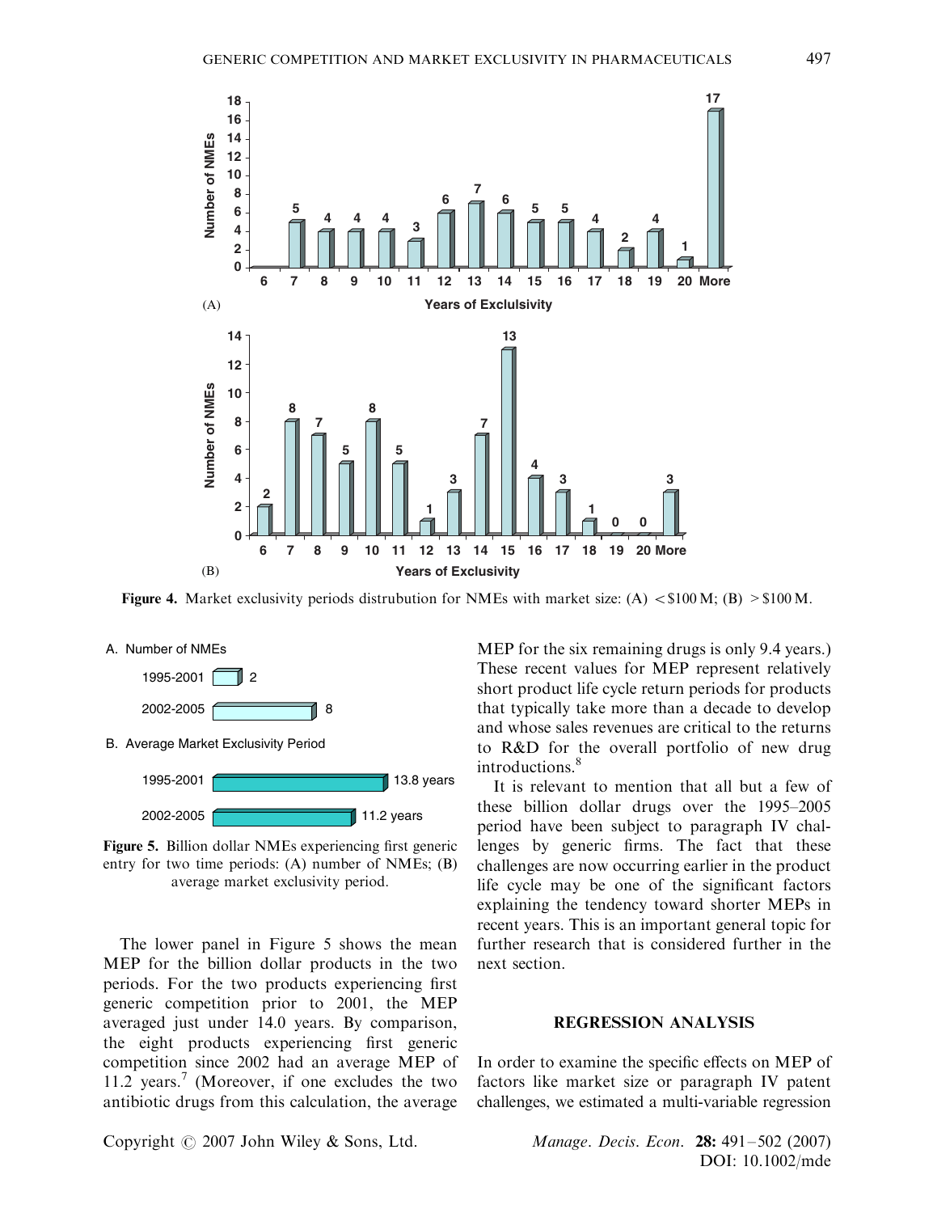Figure 4. Market exclusivity periods distrubution for NMEs with market size: (A) < \$100 M; (B) > \$100 M.

Figure 5. Billion dollar NMEs experiencing first generic entry for two time periods: (A) number of NMEs; (B) average market exclusivity period.

The lower panel in Figure 5 shows the mean MEP for the billion dollar products in the two periods. For the two products experiencing first generic competition prior to 2001, the MEP averaged just under 14.0 years. By comparison, the eight products experiencing first generic competition since 2002 had an average MEP of 11.2 years.[7] (Moreover, if one excludes the two antibiotic drugs from this calculation, the average MEP for the six remaining drugs is only 9.4 years.) These recent values for MEP represent relatively short product life cycle return periods for products that typically take more than a decade to develop and whose sales revenues are critical to the returns to R&D for the overall portfolio of new drug introductions.[8]

It is relevant to mention that all but a few of these billion dollar drugs over the 1995–2005 period have been subject to paragraph IV challenges by generic firms. The fact that these challenges are now occurring earlier in the product life cycle may be one of the significant factors explaining the tendency toward shorter MEPs in recent years. This is an important general topic for further research that is considered further in the next section.

## REGRESSION ANALYSIS

In order to examine the specific effects on MEP of factors like market size or paragraph IV patent challenges, we estimated a multi-variable regression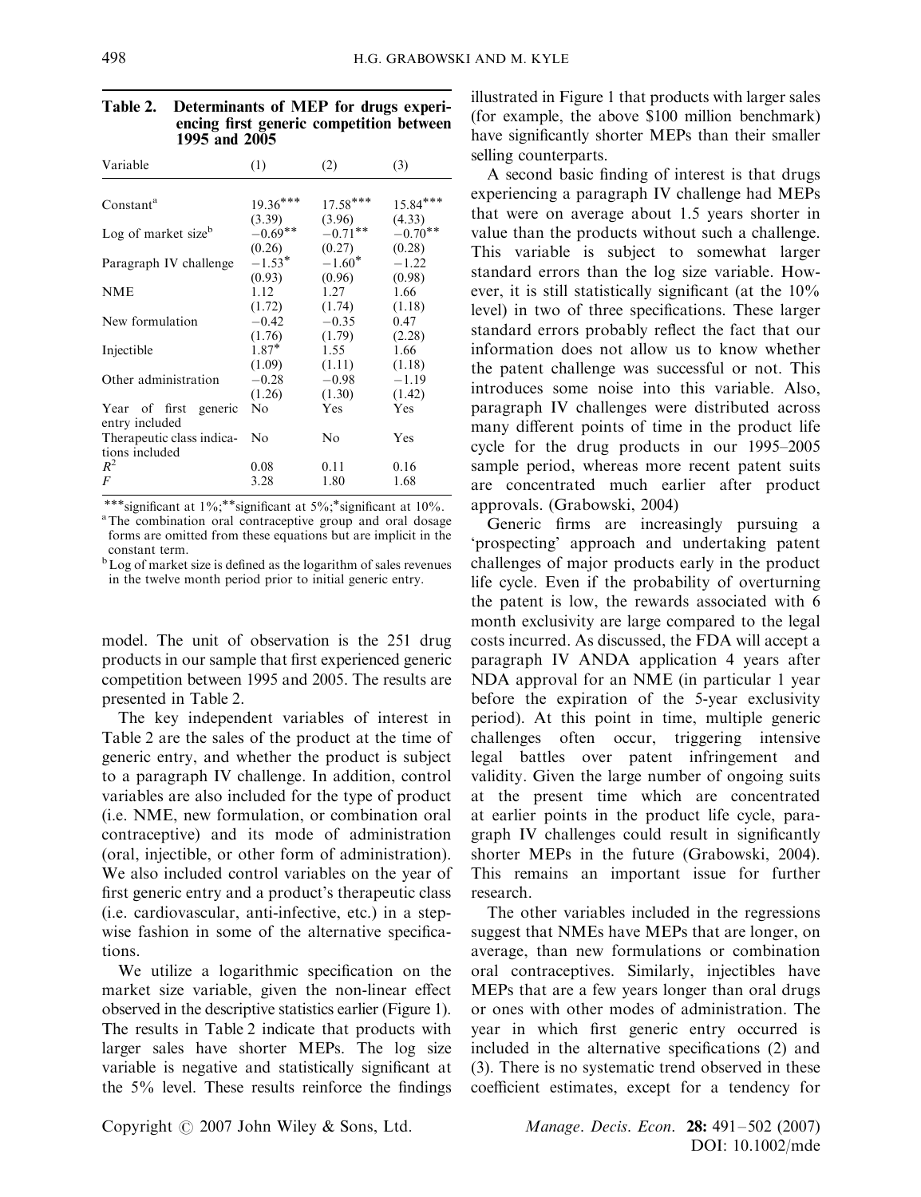**Table 2. Determinants of MEP for drugs experiencing first generic competition between 1995 and 2005**

| Variable | (1) | (2) | (3) |
|---|---|---|---|
| Constant[a] | 19.36*** | 17.58*** | 15.84*** |
| | (3.39) | (3.96) | (4.33) |
| Log of market size[b] | −0.69** | −0.71** | −0.70** |
| | (0.26) | (0.27) | (0.28) |
| Paragraph IV challenge | −1.53* | −1.60* | −1.22 |
| | (0.93) | (0.96) | (0.98) |
| NME | 1.12 | 1.27 | 1.66 |
| | (1.72) | (1.74) | (1.18) |
| New formulation | −0.42 | −0.35 | 0.47 |
| | (1.76) | (1.79) | (2.28) |
| Injectible | 1.87* | 1.55 | 1.66 |
| | (1.09) | (1.11) | (1.18) |
| Other administration | −0.28 | −0.98 | −1.19 |
| | (1.26) | (1.30) | (1.42) |
| Year of first generic entry included | No | Yes | Yes |
| Therapeutic class indications included | No | No | Yes |
| $R^2$ | 0.08 | 0.11 | 0.16 |
| $F$ | 3.28 | 1.80 | 1.68 |

***significant at 1%;**significant at 5%;*significant at 10%.
[a] The combination oral contraceptive group and oral dosage forms are omitted from these equations but are implicit in the constant term.
[b] Log of market size is defined as the logarithm of sales revenues in the twelve month period prior to initial generic entry.

model. The unit of observation is the 251 drug products in our sample that first experienced generic competition between 1995 and 2005. The results are presented in Table 2.

The key independent variables of interest in Table 2 are the sales of the product at the time of generic entry, and whether the product is subject to a paragraph IV challenge. In addition, control variables are also included for the type of product (i.e. NME, new formulation, or combination oral contraceptive) and its mode of administration (oral, injectible, or other form of administration). We also included control variables on the year of first generic entry and a product's therapeutic class (i.e. cardiovascular, anti-infective, etc.) in a stepwise fashion in some of the alternative specifications.

We utilize a logarithmic specification on the market size variable, given the non-linear effect observed in the descriptive statistics earlier (Figure 1). The results in Table 2 indicate that products with larger sales have shorter MEPs. The log size variable is negative and statistically significant at the 5% level. These results reinforce the findings illustrated in Figure 1 that products with larger sales (for example, the above $100 million benchmark) have significantly shorter MEPs than their smaller selling counterparts.

A second basic finding of interest is that drugs experiencing a paragraph IV challenge had MEPs that were on average about 1.5 years shorter in value than the products without such a challenge. This variable is subject to somewhat larger standard errors than the log size variable. However, it is still statistically significant (at the 10% level) in two of three specifications. These larger standard errors probably reflect the fact that our information does not allow us to know whether the patent challenge was successful or not. This introduces some noise into this variable. Also, paragraph IV challenges were distributed across many different points of time in the product life cycle for the drug products in our 1995–2005 sample period, whereas more recent patent suits are concentrated much earlier after product approvals. (Grabowski, 2004)

Generic firms are increasingly pursuing a 'prospecting' approach and undertaking patent challenges of major products early in the product life cycle. Even if the probability of overturning the patent is low, the rewards associated with 6 month exclusivity are large compared to the legal costs incurred. As discussed, the FDA will accept a paragraph IV ANDA application 4 years after NDA approval for an NME (in particular 1 year before the expiration of the 5-year exclusivity period). At this point in time, multiple generic challenges often occur, triggering intensive legal battles over patent infringement and validity. Given the large number of ongoing suits at the present time which are concentrated at earlier points in the product life cycle, paragraph IV challenges could result in significantly shorter MEPs in the future (Grabowski, 2004). This remains an important issue for further research.

The other variables included in the regressions suggest that NMEs have MEPs that are longer, on average, than new formulations or combination oral contraceptives. Similarly, injectibles have MEPs that are a few years longer than oral drugs or ones with other modes of administration. The year in which first generic entry occurred is included in the alternative specifications (2) and (3). There is no systematic trend observed in these coefficient estimates, except for a tendency for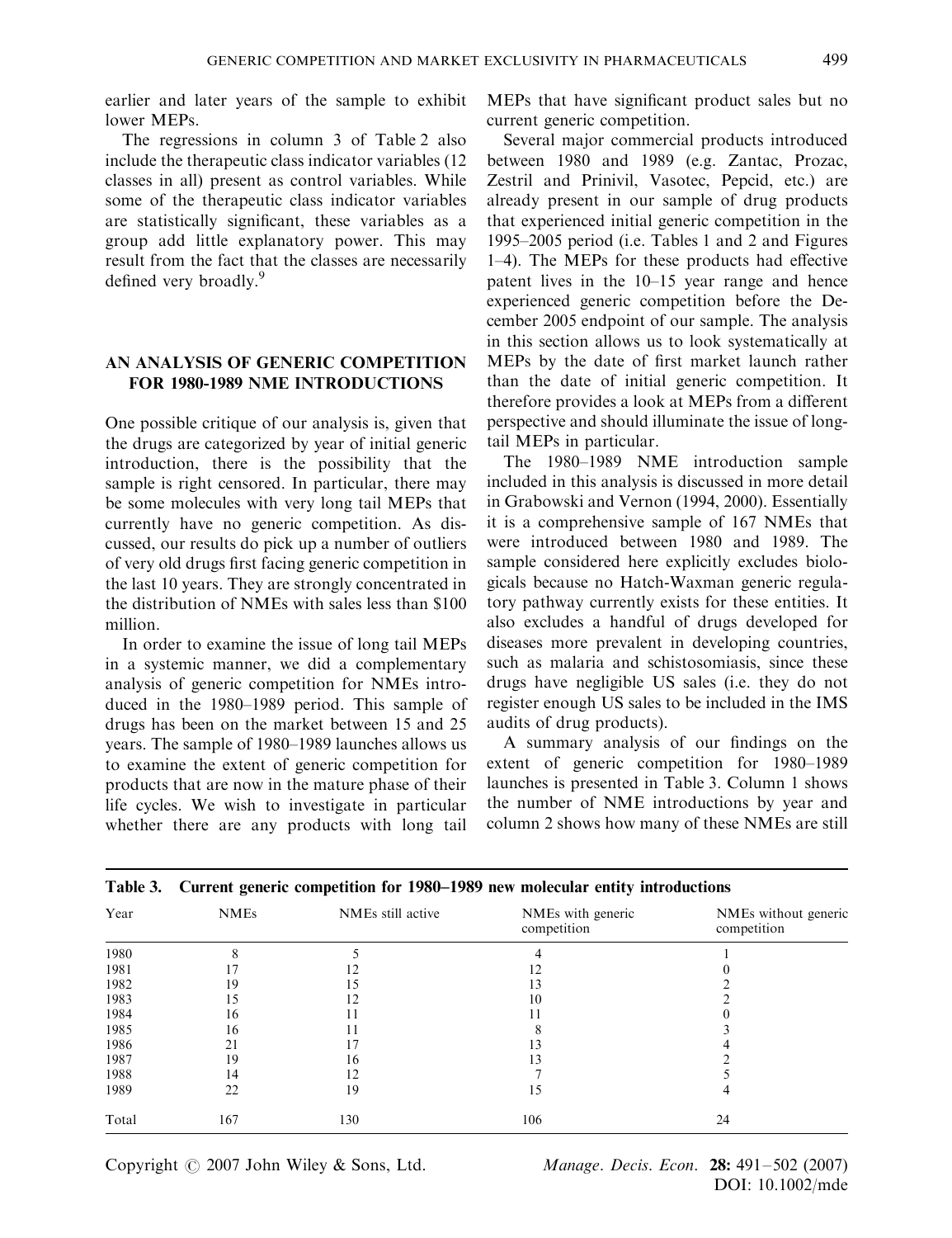earlier and later years of the sample to exhibit lower MEPs.

The regressions in column 3 of Table 2 also include the therapeutic class indicator variables (12 classes in all) present as control variables. While some of the therapeutic class indicator variables are statistically significant, these variables as a group add little explanatory power. This may result from the fact that the classes are necessarily defined very broadly.[9]

## AN ANALYSIS OF GENERIC COMPETITION FOR 1980-1989 NME INTRODUCTIONS

One possible critique of our analysis is, given that the drugs are categorized by year of initial generic introduction, there is the possibility that the sample is right censored. In particular, there may be some molecules with very long tail MEPs that currently have no generic competition. As discussed, our results do pick up a number of outliers of very old drugs first facing generic competition in the last 10 years. They are strongly concentrated in the distribution of NMEs with sales less than $100 million.

In order to examine the issue of long tail MEPs in a systemic manner, we did a complementary analysis of generic competition for NMEs introduced in the 1980–1989 period. This sample of drugs has been on the market between 15 and 25 years. The sample of 1980–1989 launches allows us to examine the extent of generic competition for products that are now in the mature phase of their life cycles. We wish to investigate in particular whether there are any products with long tail MEPs that have significant product sales but no current generic competition.

Several major commercial products introduced between 1980 and 1989 (e.g. Zantac, Prozac, Zestril and Prinivil, Vasotec, Pepcid, etc.) are already present in our sample of drug products that experienced initial generic competition in the 1995–2005 period (i.e. Tables 1 and 2 and Figures 1–4). The MEPs for these products had effective patent lives in the 10–15 year range and hence experienced generic competition before the December 2005 endpoint of our sample. The analysis in this section allows us to look systematically at MEPs by the date of first market launch rather than the date of initial generic competition. It therefore provides a look at MEPs from a different perspective and should illuminate the issue of long-tail MEPs in particular.

The 1980–1989 NME introduction sample included in this analysis is discussed in more detail in Grabowski and Vernon (1994, 2000). Essentially it is a comprehensive sample of 167 NMEs that were introduced between 1980 and 1989. The sample considered here explicitly excludes biologicals because no Hatch-Waxman generic regulatory pathway currently exists for these entities. It also excludes a handful of drugs developed for diseases more prevalent in developing countries, such as malaria and schistosomiasis, since these drugs have negligible US sales (i.e. they do not register enough US sales to be included in the IMS audits of drug products).

A summary analysis of our findings on the extent of generic competition for 1980–1989 launches is presented in Table 3. Column 1 shows the number of NME introductions by year and column 2 shows how many of these NMEs are still

**Table 3. Current generic competition for 1980–1989 new molecular entity introductions**

| Year | NMEs | NMEs still active | NMEs with generic competition | NMEs without generic competition |
|---|---|---|---|---|
| 1980 | 8 | 5 | 4 | 1 |
| 1981 | 17 | 12 | 12 | 0 |
| 1982 | 19 | 15 | 13 | 2 |
| 1983 | 15 | 12 | 10 | 2 |
| 1984 | 16 | 11 | 11 | 0 |
| 1985 | 16 | 11 | 8 | 3 |
| 1986 | 21 | 17 | 13 | 4 |
| 1987 | 19 | 16 | 13 | 2 |
| 1988 | 14 | 12 | 7 | 5 |
| 1989 | 22 | 19 | 15 | 4 |
| Total | 167 | 130 | 106 | 24 |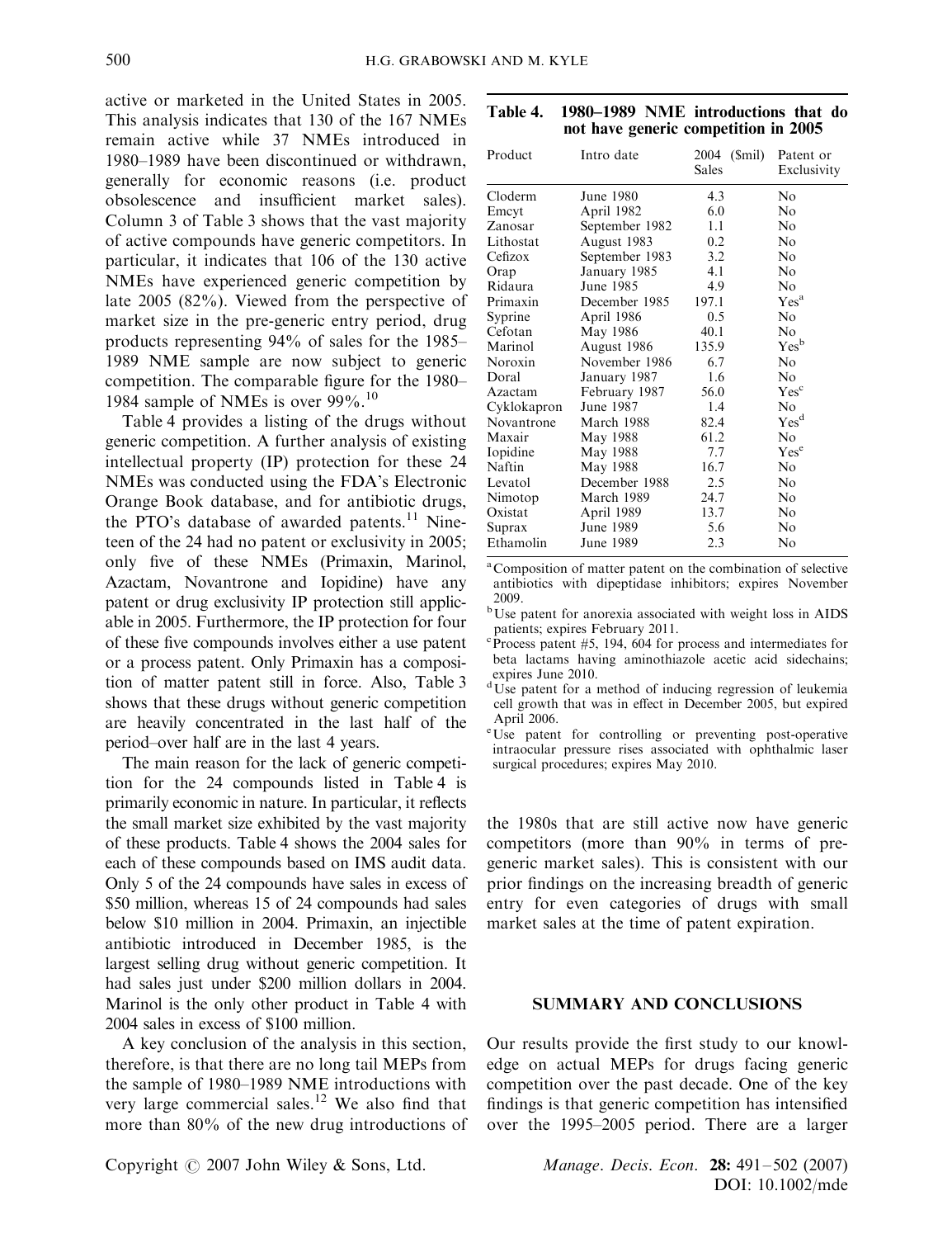active or marketed in the United States in 2005. This analysis indicates that 130 of the 167 NMEs remain active while 37 NMEs introduced in 1980–1989 have been discontinued or withdrawn, generally for economic reasons (i.e. product obsolescence and insufficient market sales). Column 3 of Table 3 shows that the vast majority of active compounds have generic competitors. In particular, it indicates that 106 of the 130 active NMEs have experienced generic competition by late 2005 (82%). Viewed from the perspective of market size in the pre-generic entry period, drug products representing 94% of sales for the 1985–1989 NME sample are now subject to generic competition. The comparable figure for the 1980–1984 sample of NMEs is over 99%.[10]

Table 4 provides a listing of the drugs without generic competition. A further analysis of existing intellectual property (IP) protection for these 24 NMEs was conducted using the FDA's Electronic Orange Book database, and for antibiotic drugs, the PTO's database of awarded patents.[11] Nineteen of the 24 had no patent or exclusivity in 2005; only five of these NMEs (Primaxin, Marinol, Azactam, Novantrone and Iopidine) have any patent or drug exclusivity IP protection still applicable in 2005. Furthermore, the IP protection for four of these five compounds involves either a use patent or a process patent. Only Primaxin has a composition of matter patent still in force. Also, Table 3 shows that these drugs without generic competition are heavily concentrated in the last half of the period–over half are in the last 4 years.

The main reason for the lack of generic competition for the 24 compounds listed in Table 4 is primarily economic in nature. In particular, it reflects the small market size exhibited by the vast majority of these products. Table 4 shows the 2004 sales for each of these compounds based on IMS audit data. Only 5 of the 24 compounds have sales in excess of \$50 million, whereas 15 of 24 compounds had sales below \$10 million in 2004. Primaxin, an injectible antibiotic introduced in December 1985, is the largest selling drug without generic competition. It had sales just under \$200 million dollars in 2004. Marinol is the only other product in Table 4 with 2004 sales in excess of \$100 million.

A key conclusion of the analysis in this section, therefore, is that there are no long tail MEPs from the sample of 1980–1989 NME introductions with very large commercial sales.[12] We also find that more than 80% of the new drug introductions of the 1980s that are still active now have generic competitors (more than 90% in terms of pre-generic market sales). This is consistent with our prior findings on the increasing breadth of generic entry for even categories of drugs with small market sales at the time of patent expiration.

**Table 4. 1980–1989 NME introductions that do not have generic competition in 2005**

| Product | Intro date | 2004 (\$mil) Sales | Patent or Exclusivity |
|---|---|---|---|
| Cloderm | June 1980 | 4.3 | No |
| Emcyt | April 1982 | 6.0 | No |
| Zanosar | September 1982 | 1.1 | No |
| Lithostat | August 1983 | 0.2 | No |
| Cefizox | September 1983 | 3.2 | No |
| Orap | January 1985 | 4.1 | No |
| Ridaura | June 1985 | 4.9 | No |
| Primaxin | December 1985 | 197.1 | Yes[a] |
| Syprine | April 1986 | 0.5 | No |
| Cefotan | May 1986 | 40.1 | No |
| Marinol | August 1986 | 135.9 | Yes[b] |
| Noroxin | November 1986 | 6.7 | No |
| Doral | January 1987 | 1.6 | No |
| Azactam | February 1987 | 56.0 | Yes[c] |
| Cyklokapron | June 1987 | 1.4 | No |
| Novantrone | March 1988 | 82.4 | Yes[d] |
| Maxair | May 1988 | 61.2 | No |
| Iopidine | May 1988 | 7.7 | Yes[e] |
| Naftin | May 1988 | 16.7 | No |
| Levatol | December 1988 | 2.5 | No |
| Nimotop | March 1989 | 24.7 | No |
| Oxistat | April 1989 | 13.7 | No |
| Suprax | June 1989 | 5.6 | No |
| Ethamolin | June 1989 | 2.3 | No |

[a] Composition of matter patent on the combination of selective antibiotics with dipeptidase inhibitors; expires November 2009.

[b] Use patent for anorexia associated with weight loss in AIDS patients; expires February 2011.

[c] Process patent #5, 194, 604 for process and intermediates for beta lactams having aminothiazole acetic acid sidechains; expires June 2010.

[d] Use patent for a method of inducing regression of leukemia cell growth that was in effect in December 2005, but expired April 2006.

[e] Use patent for controlling or preventing post-operative intraocular pressure rises associated with ophthalmic laser surgical procedures; expires May 2010.

## SUMMARY AND CONCLUSIONS

Our results provide the first study to our knowledge on actual MEPs for drugs facing generic competition over the past decade. One of the key findings is that generic competition has intensified over the 1995–2005 period. There are a larger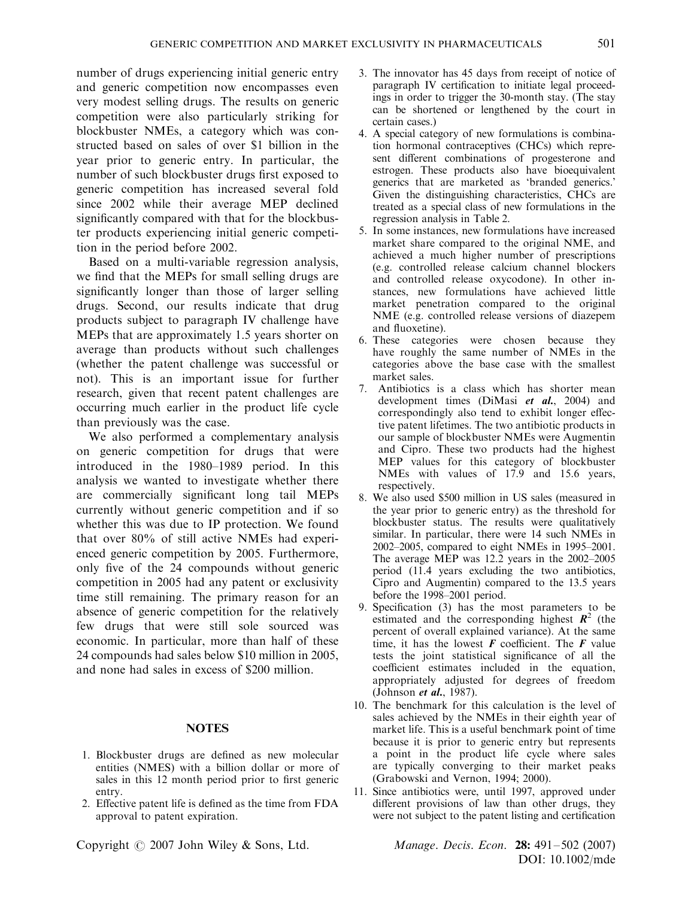number of drugs experiencing initial generic entry and generic competition now encompasses even very modest selling drugs. The results on generic competition were also particularly striking for blockbuster NMEs, a category which was constructed based on sales of over $1 billion in the year prior to generic entry. In particular, the number of such blockbuster drugs first exposed to generic competition has increased several fold since 2002 while their average MEP declined significantly compared with that for the blockbuster products experiencing initial generic competition in the period before 2002.

Based on a multi-variable regression analysis, we find that the MEPs for small selling drugs are significantly longer than those of larger selling drugs. Second, our results indicate that drug products subject to paragraph IV challenge have MEPs that are approximately 1.5 years shorter on average than products without such challenges (whether the patent challenge was successful or not). This is an important issue for further research, given that recent patent challenges are occurring much earlier in the product life cycle than previously was the case.

We also performed a complementary analysis on generic competition for drugs that were introduced in the 1980–1989 period. In this analysis we wanted to investigate whether there are commercially significant long tail MEPs currently without generic competition and if so whether this was due to IP protection. We found that over 80% of still active NMEs had experienced generic competition by 2005. Furthermore, only five of the 24 compounds without generic competition in 2005 had any patent or exclusivity time still remaining. The primary reason for an absence of generic competition for the relatively few drugs that were still sole sourced was economic. In particular, more than half of these 24 compounds had sales below $10 million in 2005, and none had sales in excess of $200 million.

## NOTES

1. Blockbuster drugs are defined as new molecular entities (NMES) with a billion dollar or more of sales in this 12 month period prior to first generic entry.
2. Effective patent life is defined as the time from FDA approval to patent expiration.
3. The innovator has 45 days from receipt of notice of paragraph IV certification to initiate legal proceedings in order to trigger the 30-month stay. (The stay can be shortened or lengthened by the court in certain cases.)
4. A special category of new formulations is combination hormonal contraceptives (CHCs) which represent different combinations of progesterone and estrogen. These products also have bioequivalent generics that are marketed as 'branded generics.' Given the distinguishing characteristics, CHCs are treated as a special class of new formulations in the regression analysis in Table 2.
5. In some instances, new formulations have increased market share compared to the original NME, and achieved a much higher number of prescriptions (e.g. controlled release calcium channel blockers and controlled release oxycodone). In other instances, new formulations have achieved little market penetration compared to the original NME (e.g. controlled release versions of diazepem and fluoxetine).
6. These categories were chosen because they have roughly the same number of NMEs in the categories above the base case with the smallest market sales.
7. Antibiotics is a class which has shorter mean development times (DiMasi *et al.*, 2004) and correspondingly also tend to exhibit longer effective patent lifetimes. The two antibiotic products in our sample of blockbuster NMEs were Augmentin and Cipro. These two products had the highest MEP values for this category of blockbuster NMEs with values of 17.9 and 15.6 years, respectively.
8. We also used $500 million in US sales (measured in the year prior to generic entry) as the threshold for blockbuster status. The results were qualitatively similar. In particular, there were 14 such NMEs in 2002–2005, compared to eight NMEs in 1995–2001. The average MEP was 12.2 years in the 2002–2005 period (11.4 years excluding the two antibiotics, Cipro and Augmentin) compared to the 13.5 years before the 1998–2001 period.
9. Specification (3) has the most parameters to be estimated and the corresponding highest $R^2$ (the percent of overall explained variance). At the same time, it has the lowest $F$ coefficient. The $F$ value tests the joint statistical significance of all the coefficient estimates included in the equation, appropriately adjusted for degrees of freedom (Johnson *et al.*, 1987).
10. The benchmark for this calculation is the level of sales achieved by the NMEs in their eighth year of market life. This is a useful benchmark point of time because it is prior to generic entry but represents a point in the product life cycle where sales are typically converging to their market peaks (Grabowski and Vernon, 1994; 2000).
11. Since antibiotics were, until 1997, approved under different provisions of law than other drugs, they were not subject to the patent listing and certification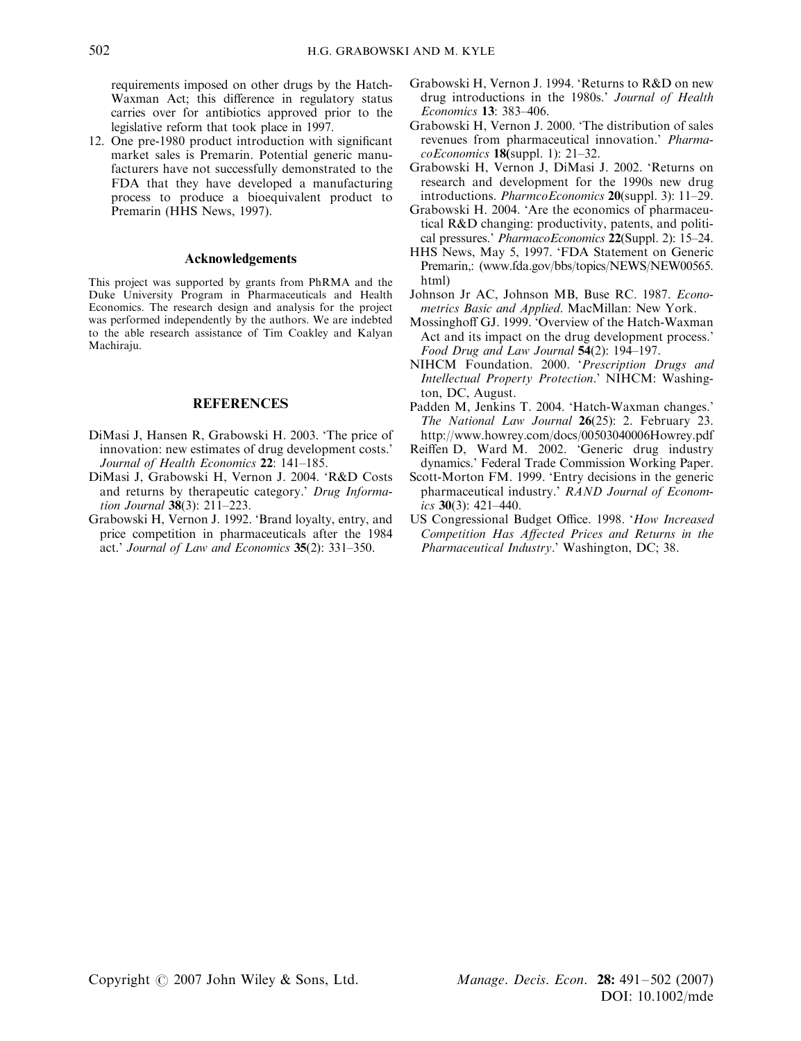requirements imposed on other drugs by the Hatch-Waxman Act; this difference in regulatory status carries over for antibiotics approved prior to the legislative reform that took place in 1997.

12. One pre-1980 product introduction with significant market sales is Premarin. Potential generic manufacturers have not successfully demonstrated to the FDA that they have developed a manufacturing process to produce a bioequivalent product to Premarin (HHS News, 1997).

### Acknowledgements

This project was supported by grants from PhRMA and the Duke University Program in Pharmaceuticals and Health Economics. The research design and analysis for the project was performed independently by the authors. We are indebted to the able research assistance of Tim Coakley and Kalyan Machiraju.

## REFERENCES

DiMasi J, Hansen R, Grabowski H. 2003. 'The price of innovation: new estimates of drug development costs.' *Journal of Health Economics* **22**: 141–185.

DiMasi J, Grabowski H, Vernon J. 2004. 'R&D Costs and returns by therapeutic category.' *Drug Information Journal* **38**(3): 211–223.

Grabowski H, Vernon J. 1992. 'Brand loyalty, entry, and price competition in pharmaceuticals after the 1984 act.' *Journal of Law and Economics* **35**(2): 331–350.

Grabowski H, Vernon J. 1994. 'Returns to R&D on new drug introductions in the 1980s.' *Journal of Health Economics* **13**: 383–406.

Grabowski H, Vernon J. 2000. 'The distribution of sales revenues from pharmaceutical innovation.' *PharmacoEconomics* **18(**suppl. 1): 21–32.

Grabowski H, Vernon J, DiMasi J. 2002. 'Returns on research and development for the 1990s new drug introductions. *PharmcoEconomics* **20**(suppl. 3): 11–29.

Grabowski H. 2004. 'Are the economics of pharmaceutical R&D changing: productivity, patents, and political pressures.' *PharmacoEconomics* **22**(Suppl. 2): 15–24.

HHS News, May 5, 1997. 'FDA Statement on Generic Premarin,: (www.fda.gov/bbs/topics/NEWS/NEW00565.html)

Johnson Jr AC, Johnson MB, Buse RC. 1987. *Econometrics Basic and Applied*. MacMillan: New York.

Mossinghoff GJ. 1999. 'Overview of the Hatch-Waxman Act and its impact on the drug development process.' *Food Drug and Law Journal* **54**(2): 194–197.

NIHCM Foundation. 2000. '*Prescription Drugs and Intellectual Property Protection*.' NIHCM: Washington, DC, August.

Padden M, Jenkins T. 2004. 'Hatch-Waxman changes.' *The National Law Journal* **26**(25): 2. February 23. http://www.howrey.com/docs/00503040006Howrey.pdf

Reiffen D, Ward M. 2002. 'Generic drug industry dynamics.' Federal Trade Commission Working Paper.

Scott-Morton FM. 1999. 'Entry decisions in the generic pharmaceutical industry.' *RAND Journal of Economics* **30**(3): 421–440.

US Congressional Budget Office. 1998. '*How Increased Competition Has Affected Prices and Returns in the Pharmaceutical Industry*.' Washington, DC; 38.